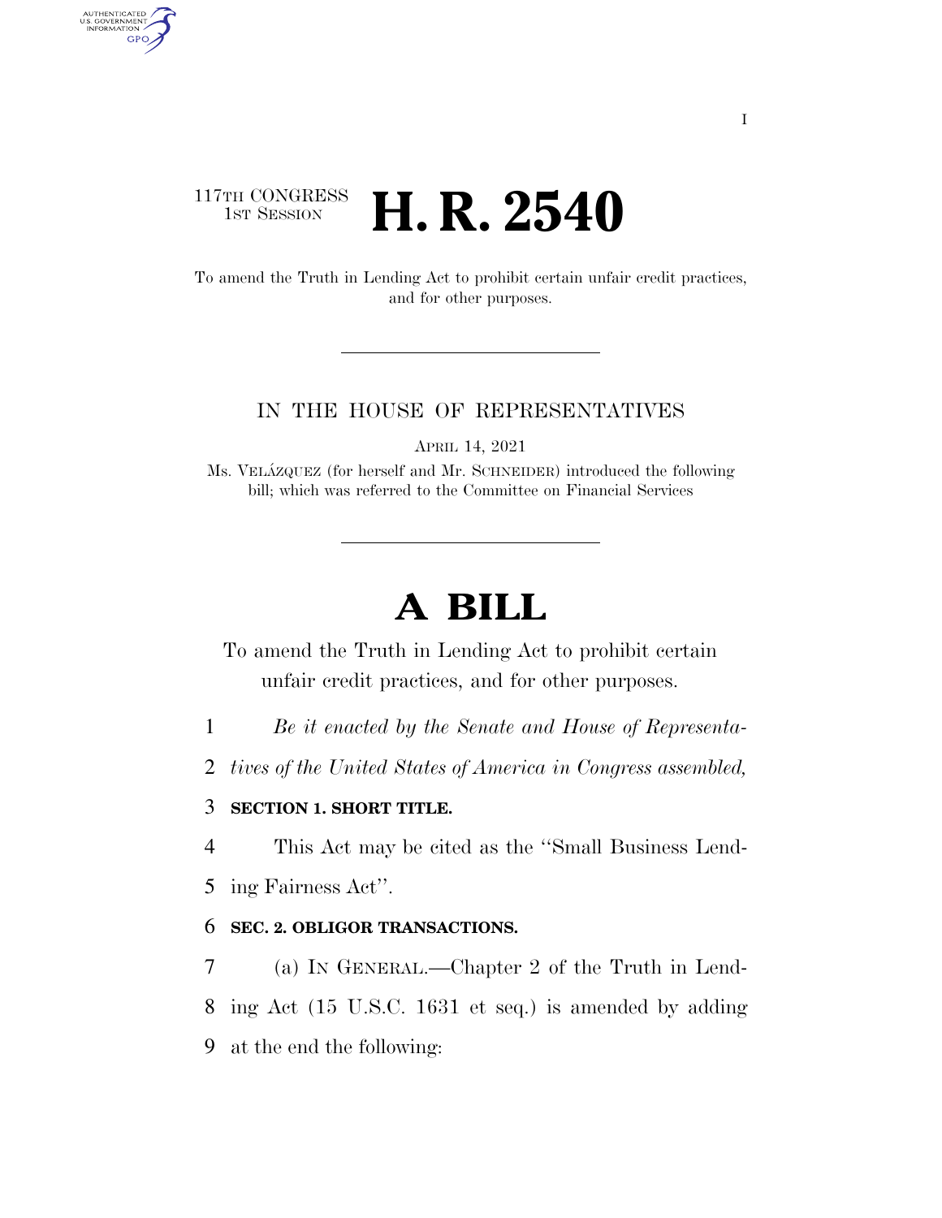117TH CONGRESS
1ST SESSION

# H. R. 2540

To amend the Truth in Lending Act to prohibit certain unfair credit practices, and for other purposes.

IN THE HOUSE OF REPRESENTATIVES

APRIL 14, 2021

Ms. VELÁZQUEZ (for herself and Mr. SCHNEIDER) introduced the following bill; which was referred to the Committee on Financial Services

# A BILL

To amend the Truth in Lending Act to prohibit certain unfair credit practices, and for other purposes.

*Be it enacted by the Senate and House of Representatives of the United States of America in Congress assembled,*

**SECTION 1. SHORT TITLE.**

This Act may be cited as the "Small Business Lending Fairness Act".

**SEC. 2. OBLIGOR TRANSACTIONS.**

(a) IN GENERAL.—Chapter 2 of the Truth in Lending Act (15 U.S.C. 1631 et seq.) is amended by adding at the end the following: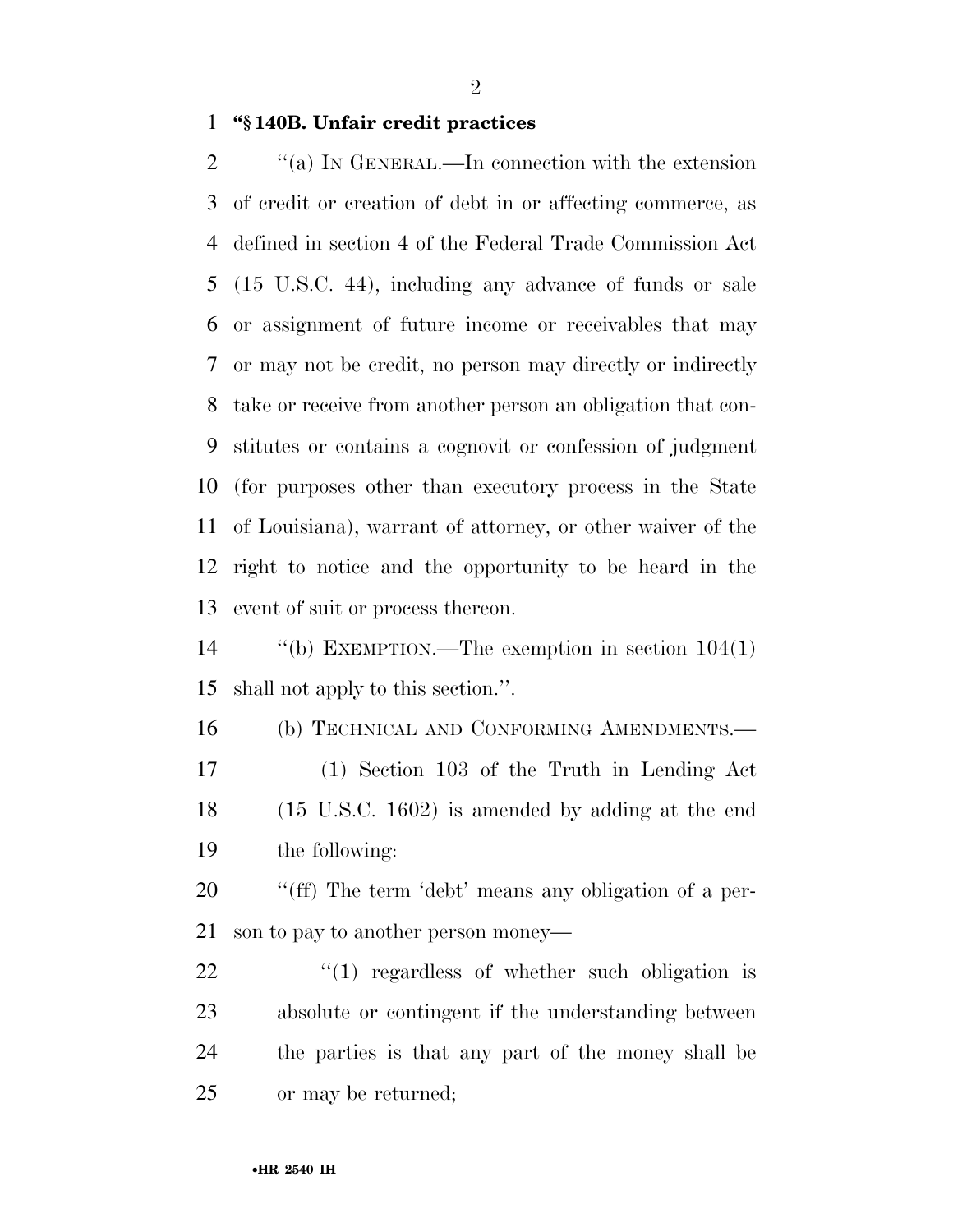**"§ 140B. Unfair credit practices**

"(a) IN GENERAL.—In connection with the extension of credit or creation of debt in or affecting commerce, as defined in section 4 of the Federal Trade Commission Act (15 U.S.C. 44), including any advance of funds or sale or assignment of future income or receivables that may or may not be credit, no person may directly or indirectly take or receive from another person an obligation that constitutes or contains a cognovit or confession of judgment (for purposes other than executory process in the State of Louisiana), warrant of attorney, or other waiver of the right to notice and the opportunity to be heard in the event of suit or process thereon.

"(b) EXEMPTION.—The exemption in section 104(1) shall not apply to this section.".

(b) TECHNICAL AND CONFORMING AMENDMENTS.—

(1) Section 103 of the Truth in Lending Act (15 U.S.C. 1602) is amended by adding at the end the following:

"(ff) The term 'debt' means any obligation of a person to pay to another person money—

"(1) regardless of whether such obligation is absolute or contingent if the understanding between the parties is that any part of the money shall be or may be returned;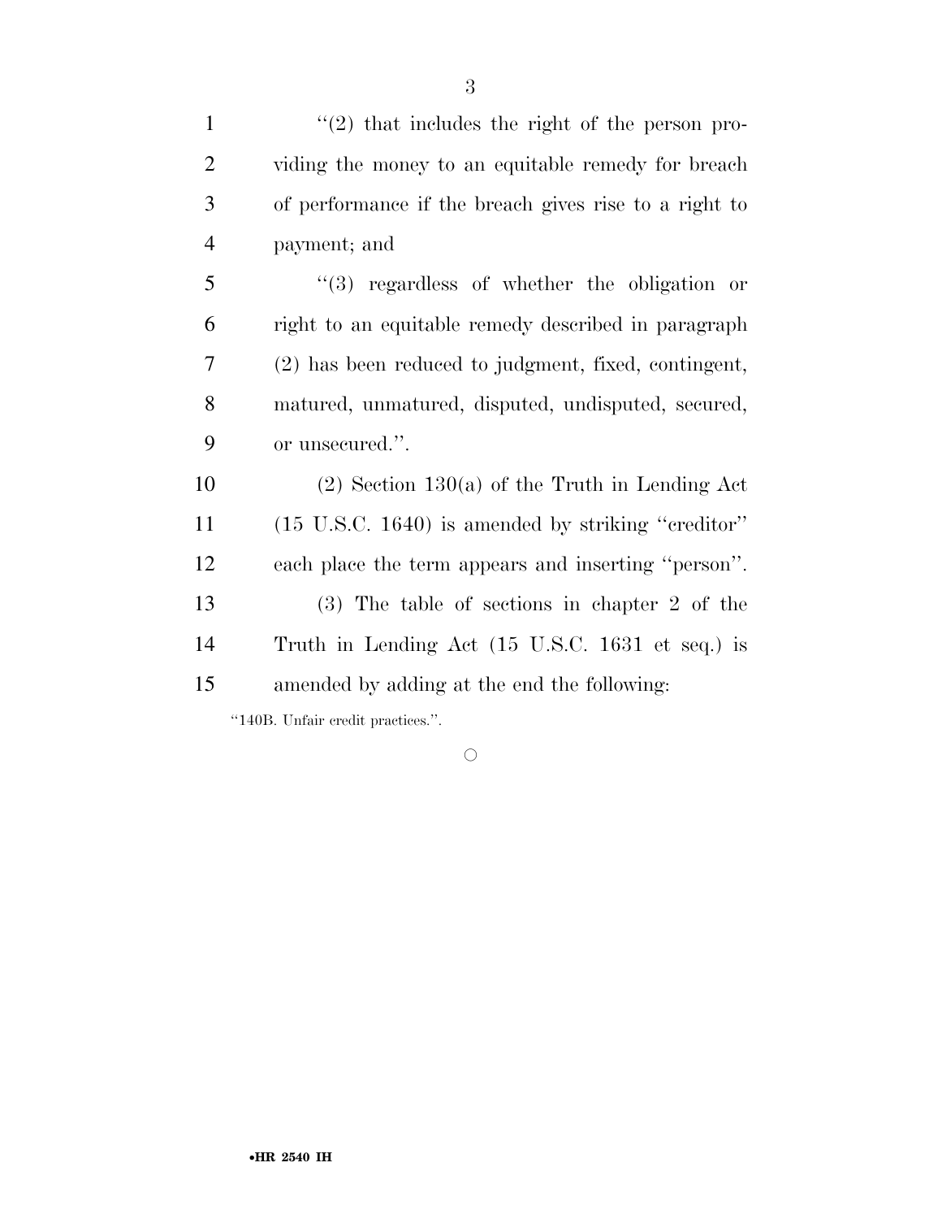"(2) that includes the right of the person providing the money to an equitable remedy for breach of performance if the breach gives rise to a right to payment; and

"(3) regardless of whether the obligation or right to an equitable remedy described in paragraph (2) has been reduced to judgment, fixed, contingent, matured, unmatured, disputed, undisputed, secured, or unsecured.".

(2) Section 130(a) of the Truth in Lending Act (15 U.S.C. 1640) is amended by striking "creditor" each place the term appears and inserting "person".

(3) The table of sections in chapter 2 of the Truth in Lending Act (15 U.S.C. 1631 et seq.) is amended by adding at the end the following:

"140B. Unfair credit practices.".

○